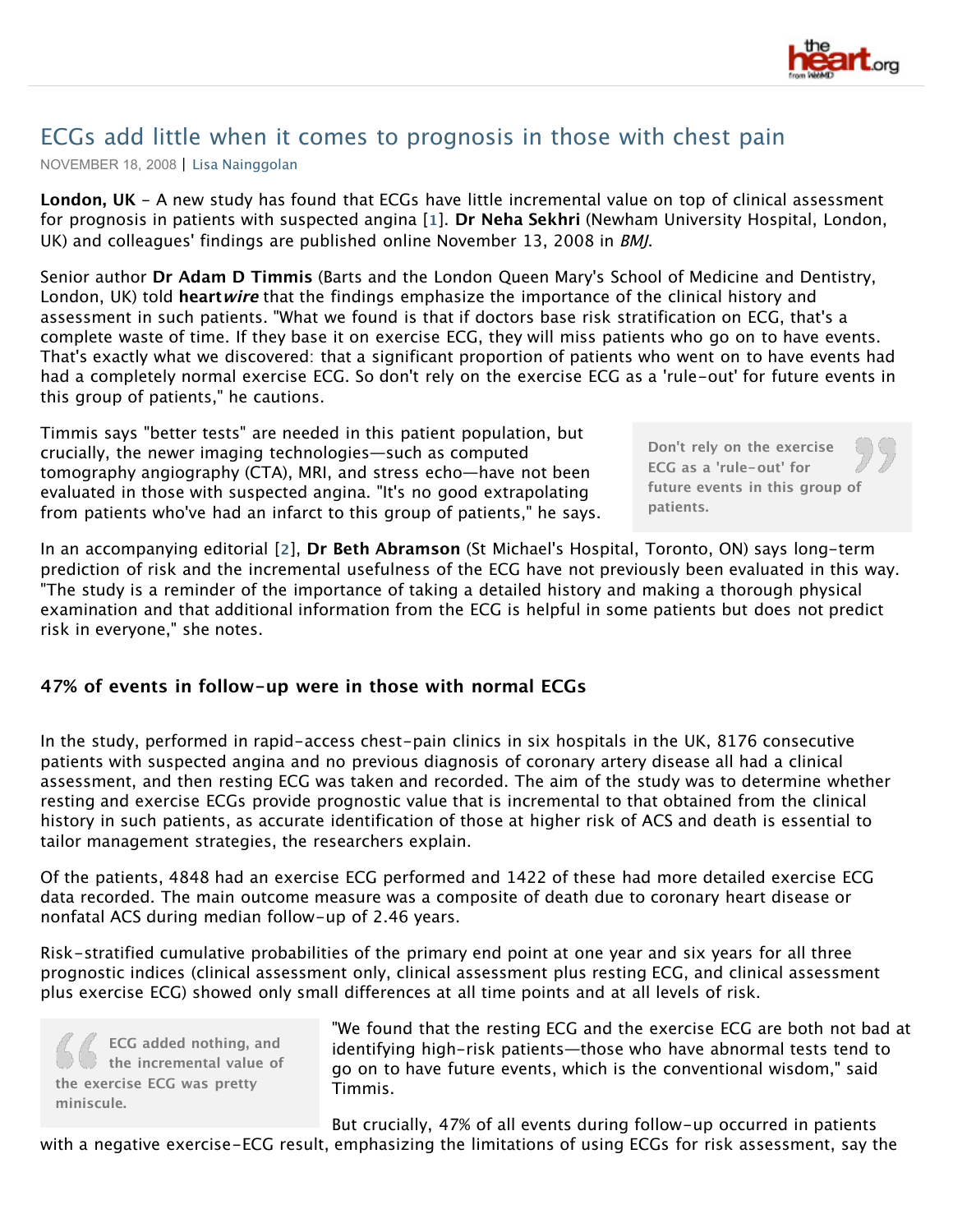# ECGs add little when it comes to prognosis in those with chest pain

NOVEMBER 18, 2008 | Lisa Nainggolan

**London, UK** - A new study has found that ECGs have little incremental value on top of clinical assessment for prognosis in patients with suspected angina [1]. **Dr Neha Sekhri** (Newham University Hospital, London, UK) and colleagues' findings are published online November 13, 2008 in *BMJ*.

Senior author **Dr Adam D Timmis** (Barts and the London Queen Mary's School of Medicine and Dentistry, London, UK) told **heart*wire*** that the findings emphasize the importance of the clinical history and assessment in such patients. "What we found is that if doctors base risk stratification on ECG, that's a complete waste of time. If they base it on exercise ECG, they will miss patients who go on to have events. That's exactly what we discovered: that a significant proportion of patients who went on to have events had had a completely normal exercise ECG. So don't rely on the exercise ECG as a 'rule-out' for future events in this group of patients," he cautions.

Timmis says "better tests" are needed in this patient population, but crucially, the newer imaging technologies—such as computed tomography angiography (CTA), MRI, and stress echo—have not been evaluated in those with suspected angina. "It's no good extrapolating from patients who've had an infarct to this group of patients," he says.

> Don't rely on the exercise ECG as a 'rule-out' for future events in this group of patients.

In an accompanying editorial [2], **Dr Beth Abramson** (St Michael's Hospital, Toronto, ON) says long-term prediction of risk and the incremental usefulness of the ECG have not previously been evaluated in this way. "The study is a reminder of the importance of taking a detailed history and making a thorough physical examination and that additional information from the ECG is helpful in some patients but does not predict risk in everyone," she notes.

### 47% of events in follow-up were in those with normal ECGs

In the study, performed in rapid-access chest-pain clinics in six hospitals in the UK, 8176 consecutive patients with suspected angina and no previous diagnosis of coronary artery disease all had a clinical assessment, and then resting ECG was taken and recorded. The aim of the study was to determine whether resting and exercise ECGs provide prognostic value that is incremental to that obtained from the clinical history in such patients, as accurate identification of those at higher risk of ACS and death is essential to tailor management strategies, the researchers explain.

Of the patients, 4848 had an exercise ECG performed and 1422 of these had more detailed exercise ECG data recorded. The main outcome measure was a composite of death due to coronary heart disease or nonfatal ACS during median follow-up of 2.46 years.

Risk-stratified cumulative probabilities of the primary end point at one year and six years for all three prognostic indices (clinical assessment only, clinical assessment plus resting ECG, and clinical assessment plus exercise ECG) showed only small differences at all time points and at all levels of risk.

> ECG added nothing, and the incremental value of the exercise ECG was pretty miniscule.

"We found that the resting ECG and the exercise ECG are both not bad at identifying high-risk patients—those who have abnormal tests tend to go on to have future events, which is the conventional wisdom," said Timmis.

But crucially, 47% of all events during follow-up occurred in patients with a negative exercise-ECG result, emphasizing the limitations of using ECGs for risk assessment, say the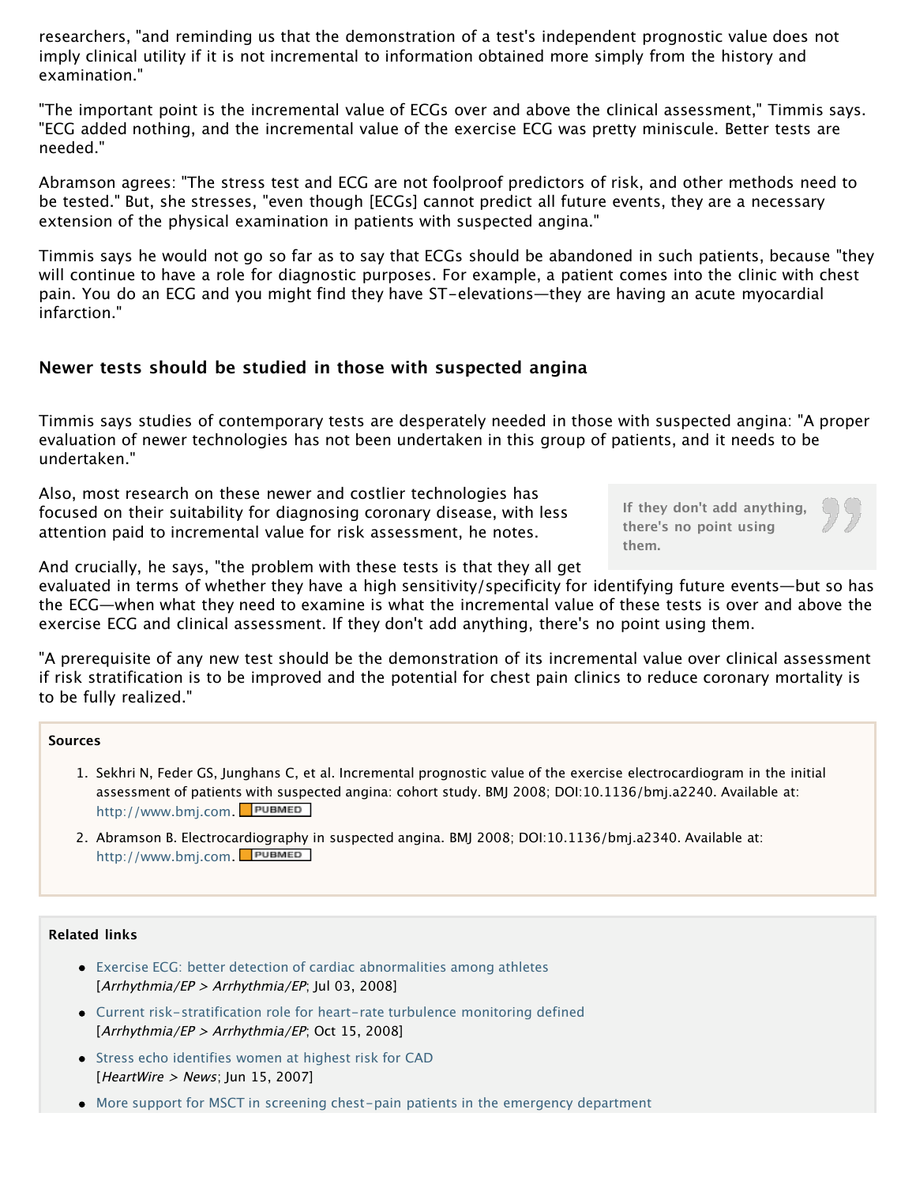researchers, "and reminding us that the demonstration of a test's independent prognostic value does not imply clinical utility if it is not incremental to information obtained more simply from the history and examination."

"The important point is the incremental value of ECGs over and above the clinical assessment," Timmis says. "ECG added nothing, and the incremental value of the exercise ECG was pretty miniscule. Better tests are needed."

Abramson agrees: "The stress test and ECG are not foolproof predictors of risk, and other methods need to be tested." But, she stresses, "even though [ECGs] cannot predict all future events, they are a necessary extension of the physical examination in patients with suspected angina."

Timmis says he would not go so far as to say that ECGs should be abandoned in such patients, because "they will continue to have a role for diagnostic purposes. For example, a patient comes into the clinic with chest pain. You do an ECG and you might find they have ST-elevations—they are having an acute myocardial infarction."

## Newer tests should be studied in those with suspected angina

Timmis says studies of contemporary tests are desperately needed in those with suspected angina: "A proper evaluation of newer technologies has not been undertaken in this group of patients, and it needs to be undertaken."

Also, most research on these newer and costlier technologies has focused on their suitability for diagnosing coronary disease, with less attention paid to incremental value for risk assessment, he notes.

> If they don't add anything, there's no point using them.

And crucially, he says, "the problem with these tests is that they all get evaluated in terms of whether they have a high sensitivity/specificity for identifying future events—but so has the ECG—when what they need to examine is what the incremental value of these tests is over and above the exercise ECG and clinical assessment. If they don't add anything, there's no point using them.

"A prerequisite of any new test should be the demonstration of its incremental value over clinical assessment if risk stratification is to be improved and the potential for chest pain clinics to reduce coronary mortality is to be fully realized."

**Sources**

1. Sekhri N, Feder GS, Junghans C, et al. Incremental prognostic value of the exercise electrocardiogram in the initial assessment of patients with suspected angina: cohort study. BMJ 2008; DOI:10.1136/bmj.a2240. Available at: http://www.bmj.com. PUBMED
2. Abramson B. Electrocardiography in suspected angina. BMJ 2008; DOI:10.1136/bmj.a2340. Available at: http://www.bmj.com. PUBMED

**Related links**

- Exercise ECG: better detection of cardiac abnormalities among athletes
  [*Arrhythmia/EP > Arrhythmia/EP*; Jul 03, 2008]
- Current risk-stratification role for heart-rate turbulence monitoring defined
  [*Arrhythmia/EP > Arrhythmia/EP*; Oct 15, 2008]
- Stress echo identifies women at highest risk for CAD
  [*HeartWire > News*; Jun 15, 2007]
- More support for MSCT in screening chest-pain patients in the emergency department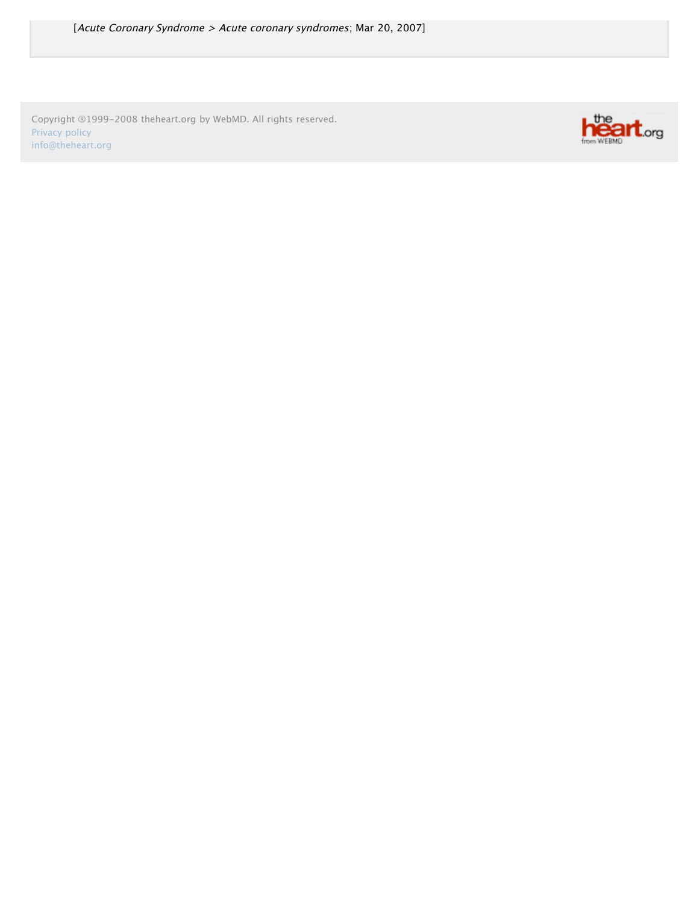[*Acute Coronary Syndrome > Acute coronary syndromes*; Mar 20, 2007]

Copyright ®1999-2008 theheart.org by WebMD. All rights reserved.
Privacy policy
info@theheart.org